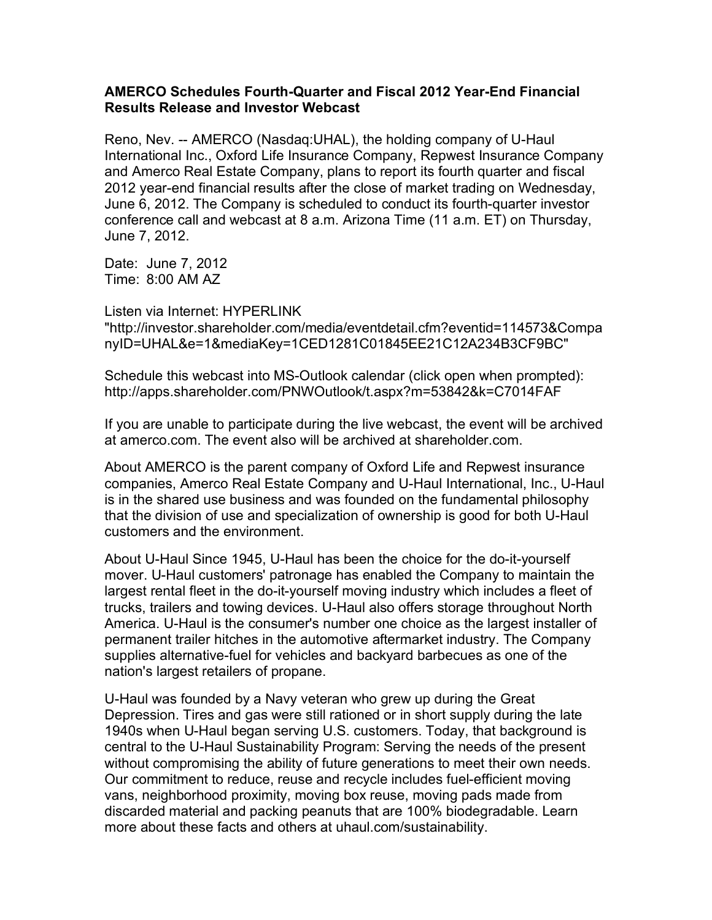**AMERCO Schedules Fourth-Quarter and Fiscal 2012 Year-End Financial Results Release and Investor Webcast**

Reno, Nev. -- AMERCO (Nasdaq:UHAL), the holding company of U-Haul International Inc., Oxford Life Insurance Company, Repwest Insurance Company and Amerco Real Estate Company, plans to report its fourth quarter and fiscal 2012 year-end financial results after the close of market trading on Wednesday, June 6, 2012. The Company is scheduled to conduct its fourth-quarter investor conference call and webcast at 8 a.m. Arizona Time (11 a.m. ET) on Thursday, June 7, 2012.

Date: June 7, 2012
Time: 8:00 AM AZ

Listen via Internet: HYPERLINK "http://investor.shareholder.com/media/eventdetail.cfm?eventid=114573&CompanyID=UHAL&e=1&mediaKey=1CED1281C01845EE21C12A234B3CF9BC"

Schedule this webcast into MS-Outlook calendar (click open when prompted): http://apps.shareholder.com/PNWOutlook/t.aspx?m=53842&k=C7014FAF

If you are unable to participate during the live webcast, the event will be archived at amerco.com. The event also will be archived at shareholder.com.

About AMERCO is the parent company of Oxford Life and Repwest insurance companies, Amerco Real Estate Company and U-Haul International, Inc., U-Haul is in the shared use business and was founded on the fundamental philosophy that the division of use and specialization of ownership is good for both U-Haul customers and the environment.

About U-Haul Since 1945, U-Haul has been the choice for the do-it-yourself mover. U-Haul customers' patronage has enabled the Company to maintain the largest rental fleet in the do-it-yourself moving industry which includes a fleet of trucks, trailers and towing devices. U-Haul also offers storage throughout North America. U-Haul is the consumer's number one choice as the largest installer of permanent trailer hitches in the automotive aftermarket industry. The Company supplies alternative-fuel for vehicles and backyard barbecues as one of the nation's largest retailers of propane.

U-Haul was founded by a Navy veteran who grew up during the Great Depression. Tires and gas were still rationed or in short supply during the late 1940s when U-Haul began serving U.S. customers. Today, that background is central to the U-Haul Sustainability Program: Serving the needs of the present without compromising the ability of future generations to meet their own needs. Our commitment to reduce, reuse and recycle includes fuel-efficient moving vans, neighborhood proximity, moving box reuse, moving pads made from discarded material and packing peanuts that are 100% biodegradable. Learn more about these facts and others at uhaul.com/sustainability.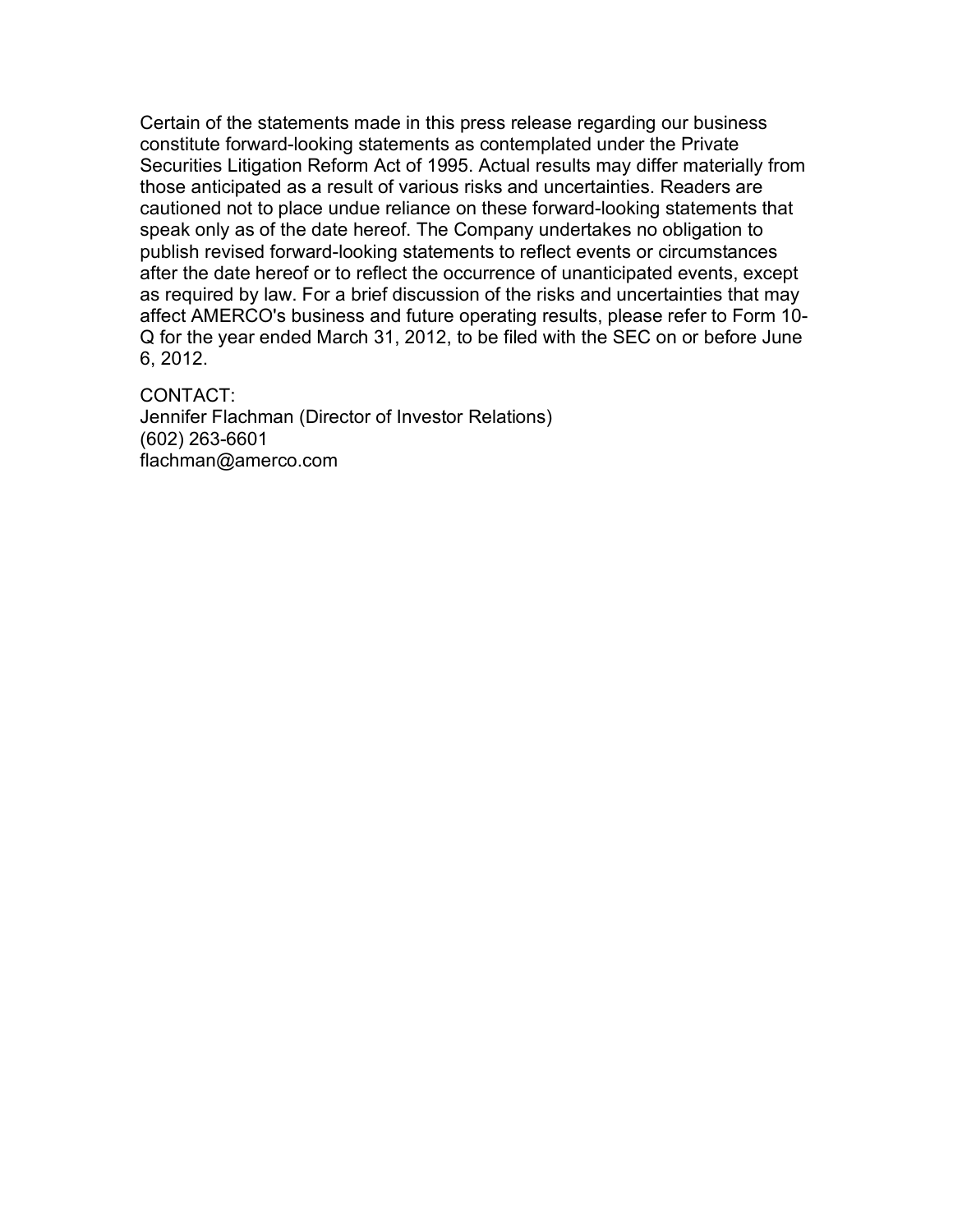Certain of the statements made in this press release regarding our business constitute forward-looking statements as contemplated under the Private Securities Litigation Reform Act of 1995. Actual results may differ materially from those anticipated as a result of various risks and uncertainties. Readers are cautioned not to place undue reliance on these forward-looking statements that speak only as of the date hereof. The Company undertakes no obligation to publish revised forward-looking statements to reflect events or circumstances after the date hereof or to reflect the occurrence of unanticipated events, except as required by law. For a brief discussion of the risks and uncertainties that may affect AMERCO's business and future operating results, please refer to Form 10-Q for the year ended March 31, 2012, to be filed with the SEC on or before June 6, 2012.

CONTACT:
Jennifer Flachman (Director of Investor Relations)
(602) 263-6601
flachman@amerco.com